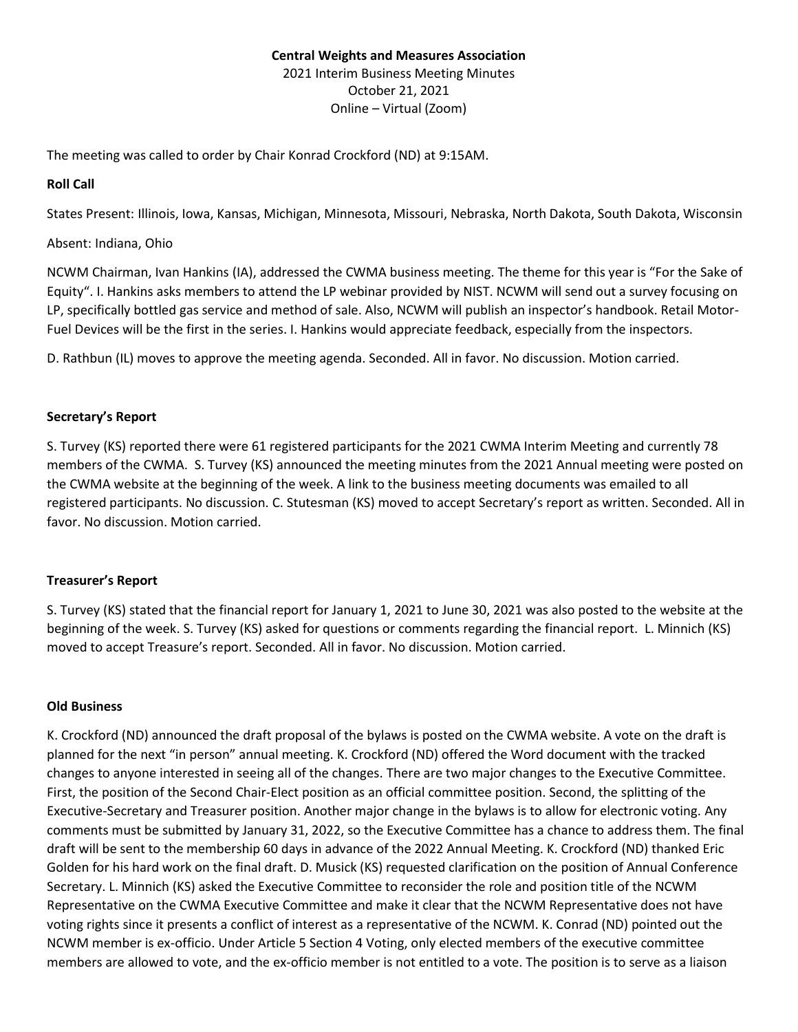**Central Weights and Measures Association**

2021 Interim Business Meeting Minutes
October 21, 2021
Online – Virtual (Zoom)

The meeting was called to order by Chair Konrad Crockford (ND) at 9:15AM.

**Roll Call**

States Present: Illinois, Iowa, Kansas, Michigan, Minnesota, Missouri, Nebraska, North Dakota, South Dakota, Wisconsin

Absent: Indiana, Ohio

NCWM Chairman, Ivan Hankins (IA), addressed the CWMA business meeting. The theme for this year is "For the Sake of Equity". I. Hankins asks members to attend the LP webinar provided by NIST. NCWM will send out a survey focusing on LP, specifically bottled gas service and method of sale. Also, NCWM will publish an inspector's handbook. Retail Motor-Fuel Devices will be the first in the series. I. Hankins would appreciate feedback, especially from the inspectors.

D. Rathbun (IL) moves to approve the meeting agenda. Seconded. All in favor. No discussion. Motion carried.

**Secretary's Report**

S. Turvey (KS) reported there were 61 registered participants for the 2021 CWMA Interim Meeting and currently 78 members of the CWMA. S. Turvey (KS) announced the meeting minutes from the 2021 Annual meeting were posted on the CWMA website at the beginning of the week. A link to the business meeting documents was emailed to all registered participants. No discussion. C. Stutesman (KS) moved to accept Secretary's report as written. Seconded. All in favor. No discussion. Motion carried.

**Treasurer's Report**

S. Turvey (KS) stated that the financial report for January 1, 2021 to June 30, 2021 was also posted to the website at the beginning of the week. S. Turvey (KS) asked for questions or comments regarding the financial report. L. Minnich (KS) moved to accept Treasure's report. Seconded. All in favor. No discussion. Motion carried.

**Old Business**

K. Crockford (ND) announced the draft proposal of the bylaws is posted on the CWMA website. A vote on the draft is planned for the next "in person" annual meeting. K. Crockford (ND) offered the Word document with the tracked changes to anyone interested in seeing all of the changes. There are two major changes to the Executive Committee. First, the position of the Second Chair-Elect position as an official committee position. Second, the splitting of the Executive-Secretary and Treasurer position. Another major change in the bylaws is to allow for electronic voting. Any comments must be submitted by January 31, 2022, so the Executive Committee has a chance to address them. The final draft will be sent to the membership 60 days in advance of the 2022 Annual Meeting. K. Crockford (ND) thanked Eric Golden for his hard work on the final draft. D. Musick (KS) requested clarification on the position of Annual Conference Secretary. L. Minnich (KS) asked the Executive Committee to reconsider the role and position title of the NCWM Representative on the CWMA Executive Committee and make it clear that the NCWM Representative does not have voting rights since it presents a conflict of interest as a representative of the NCWM. K. Conrad (ND) pointed out the NCWM member is ex-officio. Under Article 5 Section 4 Voting, only elected members of the executive committee members are allowed to vote, and the ex-officio member is not entitled to a vote. The position is to serve as a liaison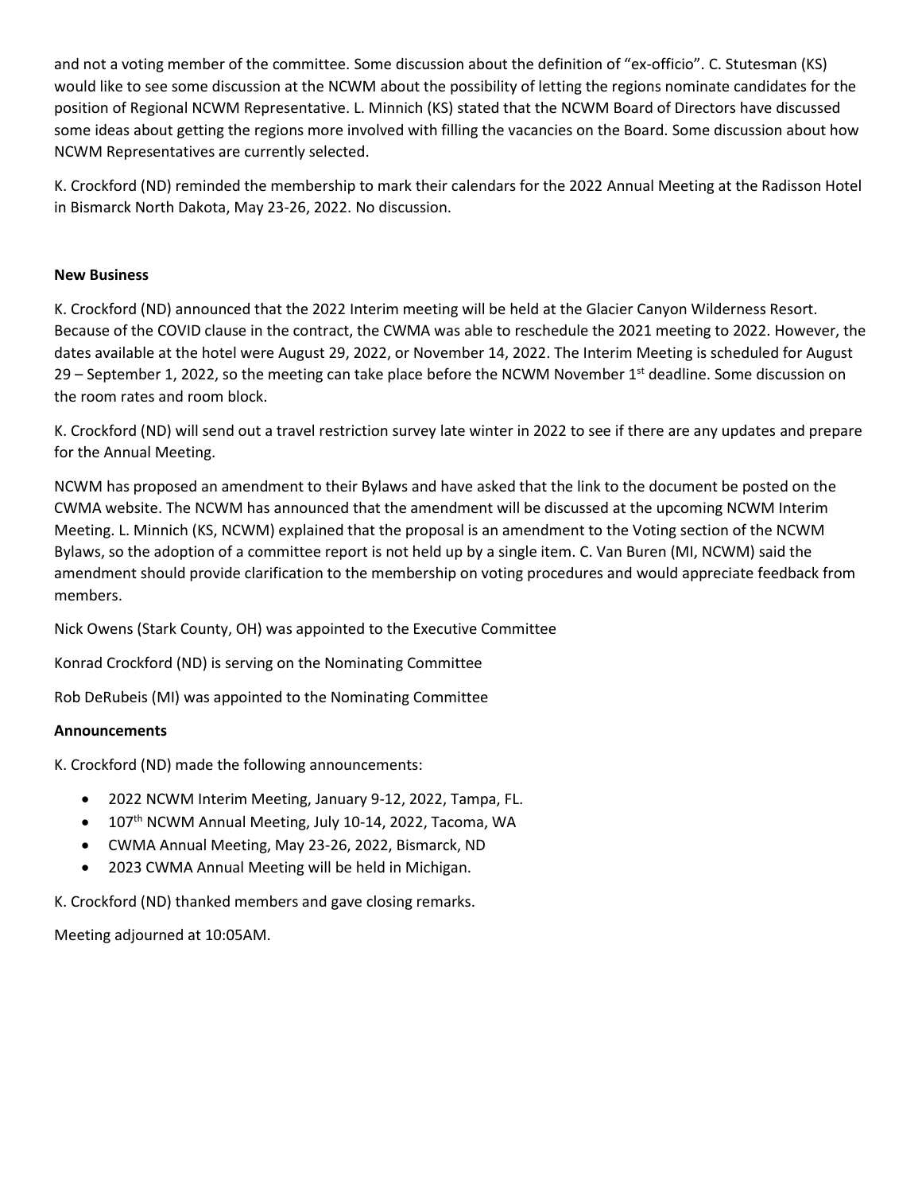and not a voting member of the committee. Some discussion about the definition of "ex-officio". C. Stutesman (KS) would like to see some discussion at the NCWM about the possibility of letting the regions nominate candidates for the position of Regional NCWM Representative. L. Minnich (KS) stated that the NCWM Board of Directors have discussed some ideas about getting the regions more involved with filling the vacancies on the Board. Some discussion about how NCWM Representatives are currently selected.

K. Crockford (ND) reminded the membership to mark their calendars for the 2022 Annual Meeting at the Radisson Hotel in Bismarck North Dakota, May 23-26, 2022. No discussion.

**New Business**

K. Crockford (ND) announced that the 2022 Interim meeting will be held at the Glacier Canyon Wilderness Resort. Because of the COVID clause in the contract, the CWMA was able to reschedule the 2021 meeting to 2022. However, the dates available at the hotel were August 29, 2022, or November 14, 2022. The Interim Meeting is scheduled for August 29 – September 1, 2022, so the meeting can take place before the NCWM November 1st deadline. Some discussion on the room rates and room block.

K. Crockford (ND) will send out a travel restriction survey late winter in 2022 to see if there are any updates and prepare for the Annual Meeting.

NCWM has proposed an amendment to their Bylaws and have asked that the link to the document be posted on the CWMA website. The NCWM has announced that the amendment will be discussed at the upcoming NCWM Interim Meeting. L. Minnich (KS, NCWM) explained that the proposal is an amendment to the Voting section of the NCWM Bylaws, so the adoption of a committee report is not held up by a single item. C. Van Buren (MI, NCWM) said the amendment should provide clarification to the membership on voting procedures and would appreciate feedback from members.

Nick Owens (Stark County, OH) was appointed to the Executive Committee

Konrad Crockford (ND) is serving on the Nominating Committee

Rob DeRubeis (MI) was appointed to the Nominating Committee

**Announcements**

K. Crockford (ND) made the following announcements:

- 2022 NCWM Interim Meeting, January 9-12, 2022, Tampa, FL.
- 107th NCWM Annual Meeting, July 10-14, 2022, Tacoma, WA
- CWMA Annual Meeting, May 23-26, 2022, Bismarck, ND
- 2023 CWMA Annual Meeting will be held in Michigan.

K. Crockford (ND) thanked members and gave closing remarks.

Meeting adjourned at 10:05AM.